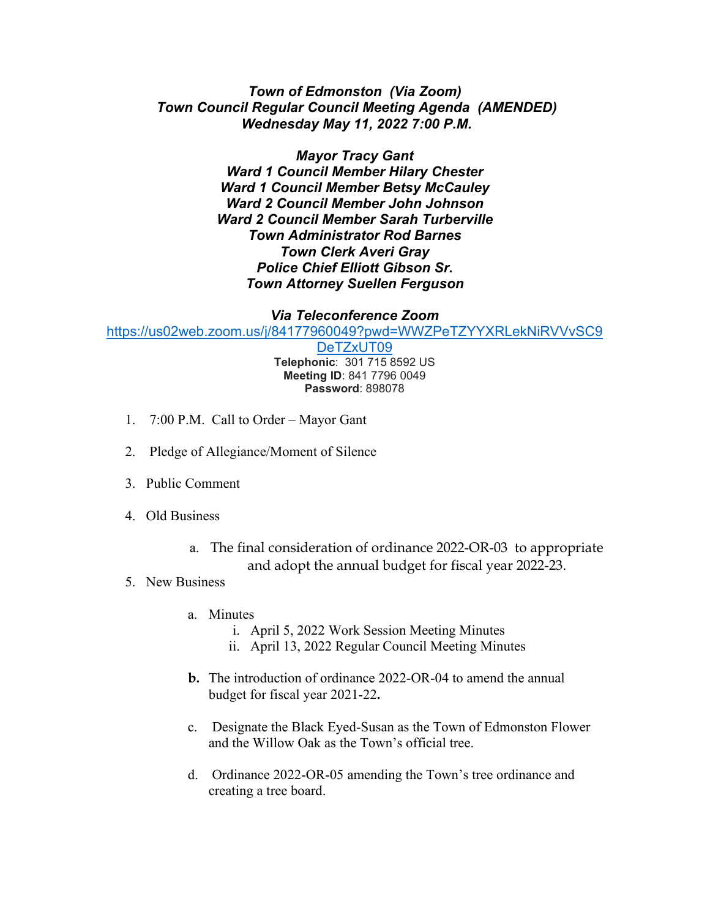***Town of Edmonston (Via Zoom)***
***Town Council Regular Council Meeting Agenda (AMENDED)***
***Wednesday May 11, 2022 7:00 P.M.***

***Mayor Tracy Gant***
***Ward 1 Council Member Hilary Chester***
***Ward 1 Council Member Betsy McCauley***
***Ward 2 Council Member John Johnson***
***Ward 2 Council Member Sarah Turberville***
***Town Administrator Rod Barnes***
***Town Clerk Averi Gray***
***Police Chief Elliott Gibson Sr.***
***Town Attorney Suellen Ferguson***

***Via Teleconference Zoom***
https://us02web.zoom.us/j/84177960049?pwd=WWZPeTZYYXRLekNiRVVvSC9DeTZxUT09
**Telephonic**: 301 715 8592 US
**Meeting ID**: 841 7796 0049
**Password**: 898078

1. 7:00 P.M. Call to Order – Mayor Gant

2. Pledge of Allegiance/Moment of Silence

3. Public Comment

4. Old Business

   a. The final consideration of ordinance 2022-OR-03 to appropriate and adopt the annual budget for fiscal year 2022-23.

5. New Business

   a. Minutes
      i. April 5, 2022 Work Session Meeting Minutes
      ii. April 13, 2022 Regular Council Meeting Minutes

   **b.** The introduction of ordinance 2022-OR-04 to amend the annual budget for fiscal year 2021-22**.**

   c. Designate the Black Eyed-Susan as the Town of Edmonston Flower and the Willow Oak as the Town's official tree.

   d. Ordinance 2022-OR-05 amending the Town's tree ordinance and creating a tree board.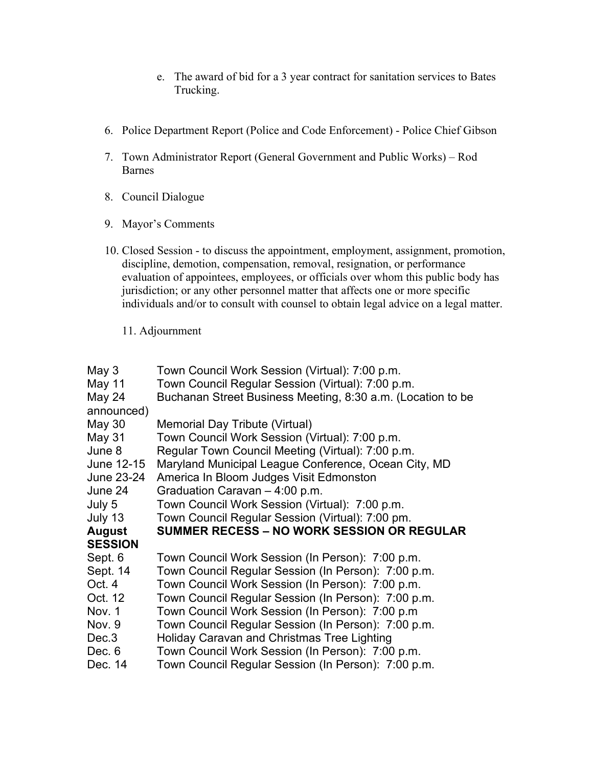e. The award of bid for a 3 year contract for sanitation services to Bates Trucking.

6. Police Department Report (Police and Code Enforcement) - Police Chief Gibson

7. Town Administrator Report (General Government and Public Works) – Rod Barnes

8. Council Dialogue

9. Mayor's Comments

10. Closed Session - to discuss the appointment, employment, assignment, promotion, discipline, demotion, compensation, removal, resignation, or performance evaluation of appointees, employees, or officials over whom this public body has jurisdiction; or any other personnel matter that affects one or more specific individuals and/or to consult with counsel to obtain legal advice on a legal matter.

11. Adjournment

| | |
|---|---|
| May 3 | Town Council Work Session (Virtual): 7:00 p.m. |
| May 11 | Town Council Regular Session (Virtual): 7:00 p.m. |
| May 24 | Buchanan Street Business Meeting, 8:30 a.m. (Location to be announced) |
| May 30 | Memorial Day Tribute (Virtual) |
| May 31 | Town Council Work Session (Virtual): 7:00 p.m. |
| June 8 | Regular Town Council Meeting (Virtual): 7:00 p.m. |
| June 12-15 | Maryland Municipal League Conference, Ocean City, MD |
| June 23-24 | America In Bloom Judges Visit Edmonston |
| June 24 | Graduation Caravan – 4:00 p.m. |
| July 5 | Town Council Work Session (Virtual): 7:00 p.m. |
| July 13 | Town Council Regular Session (Virtual): 7:00 pm. |
| **August** | **SUMMER RECESS – NO WORK SESSION OR REGULAR SESSION** |
| Sept. 6 | Town Council Work Session (In Person): 7:00 p.m. |
| Sept. 14 | Town Council Regular Session (In Person): 7:00 p.m. |
| Oct. 4 | Town Council Work Session (In Person): 7:00 p.m. |
| Oct. 12 | Town Council Regular Session (In Person): 7:00 p.m. |
| Nov. 1 | Town Council Work Session (In Person): 7:00 p.m |
| Nov. 9 | Town Council Regular Session (In Person): 7:00 p.m. |
| Dec.3 | Holiday Caravan and Christmas Tree Lighting |
| Dec. 6 | Town Council Work Session (In Person): 7:00 p.m. |
| Dec. 14 | Town Council Regular Session (In Person): 7:00 p.m. |